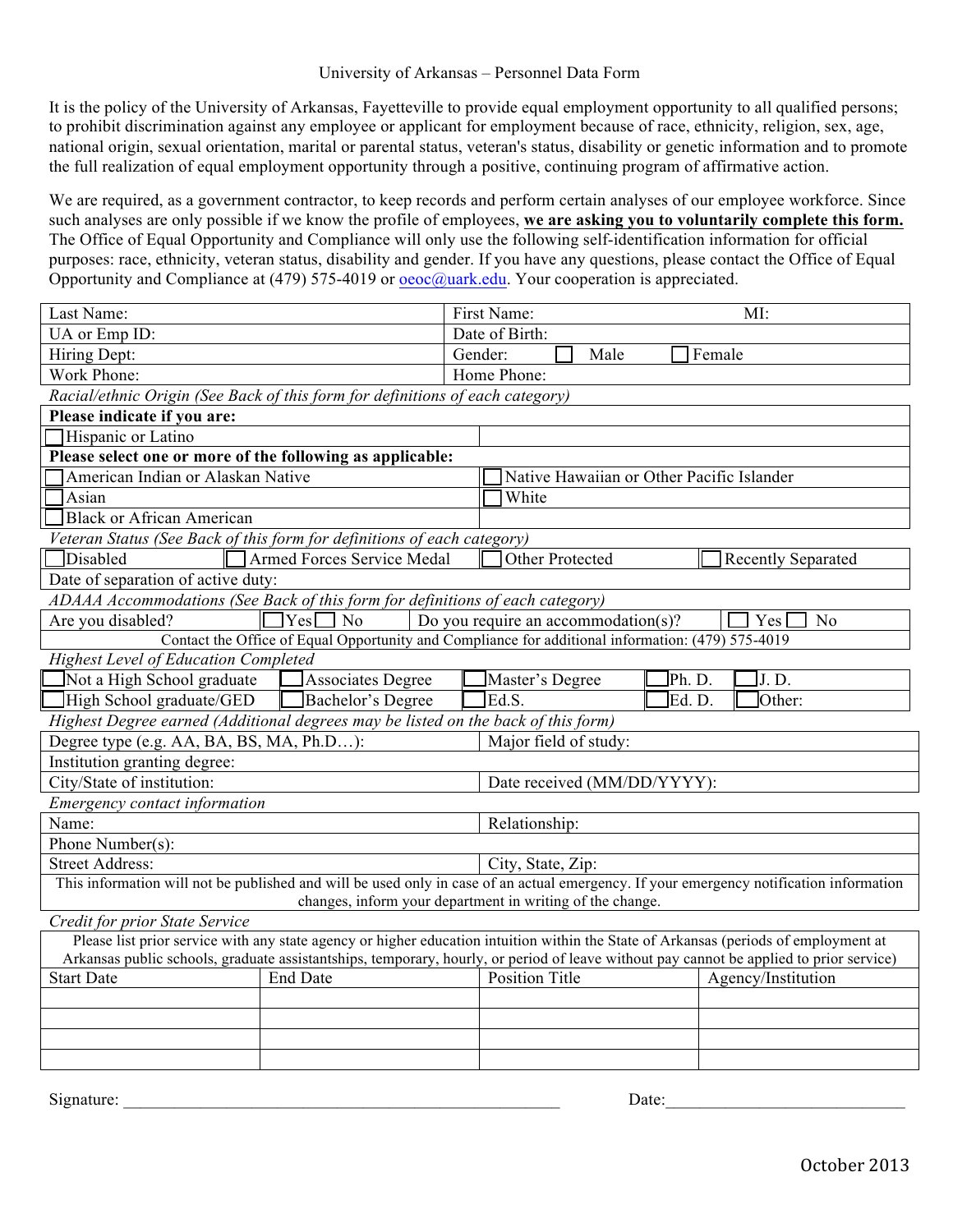University of Arkansas – Personnel Data Form

It is the policy of the University of Arkansas, Fayetteville to provide equal employment opportunity to all qualified persons; to prohibit discrimination against any employee or applicant for employment because of race, ethnicity, religion, sex, age, national origin, sexual orientation, marital or parental status, veteran's status, disability or genetic information and to promote the full realization of equal employment opportunity through a positive, continuing program of affirmative action.

We are required, as a government contractor, to keep records and perform certain analyses of our employee workforce. Since such analyses are only possible if we know the profile of employees, **we are asking you to voluntarily complete this form.** The Office of Equal Opportunity and Compliance will only use the following self-identification information for official purposes: race, ethnicity, veteran status, disability and gender. If you have any questions, please contact the Office of Equal Opportunity and Compliance at (479) 575-4019 or oeoc@uark.edu. Your cooperation is appreciated.

| | |
|---|---|
| Last Name: | First Name: MI: |
| UA or Emp ID: | Date of Birth: |
| Hiring Dept: | Gender: ☐ Male ☐ Female |
| Work Phone: | Home Phone: |

*Racial/ethnic Origin (See Back of this form for definitions of each category)*

| | |
|---|---|
| **Please indicate if you are:** | |
| ☐ Hispanic or Latino | |
| **Please select one or more of the following as applicable:** | |
| ☐ American Indian or Alaskan Native | ☐ Native Hawaiian or Other Pacific Islander |
| ☐ Asian | ☐ White |
| ☐ Black or African American | |

*Veteran Status (See Back of this form for definitions of each category)*

| | | | |
|---|---|---|---|
| ☐ Disabled | ☐ Armed Forces Service Medal | ☐ Other Protected | ☐ Recently Separated |
| Date of separation of active duty: | | | |

*ADAAA Accommodations (See Back of this form for definitions of each category)*

| | | | |
|---|---|---|---|
| Are you disabled? | ☐ Yes ☐ No | Do you require an accommodation(s)? | ☐ Yes ☐ No |
| Contact the Office of Equal Opportunity and Compliance for additional information: (479) 575-4019 | | | |

*Highest Level of Education Completed*

| | | | | |
|---|---|---|---|---|
| ☐ Not a High School graduate | ☐ Associates Degree | ☐ Master's Degree | ☐ Ph. D. | ☐ J. D. |
| ☐ High School graduate/GED | ☐ Bachelor's Degree | ☐ Ed.S. | ☐ Ed. D. | ☐ Other: |

*Highest Degree earned (Additional degrees may be listed on the back of this form)*

| | |
|---|---|
| Degree type (e.g. AA, BA, BS, MA, Ph.D…): | Major field of study: |
| Institution granting degree: | |
| City/State of institution: | Date received (MM/DD/YYYY): |

*Emergency contact information*

| | |
|---|---|
| Name: | Relationship: |
| Phone Number(s): | |
| Street Address: | City, State, Zip: |
| This information will not be published and will be used only in case of an actual emergency. If your emergency notification information changes, inform your department in writing of the change. | |

*Credit for prior State Service*

Please list prior service with any state agency or higher education intuition within the State of Arkansas (periods of employment at Arkansas public schools, graduate assistantships, temporary, hourly, or period of leave without pay cannot be applied to prior service)

| Start Date | End Date | Position Title | Agency/Institution |
|---|---|---|---|
| | | | |
| | | | |
| | | | |
| | | | |

Signature: _______________________________________________ Date:___________________________

October 2013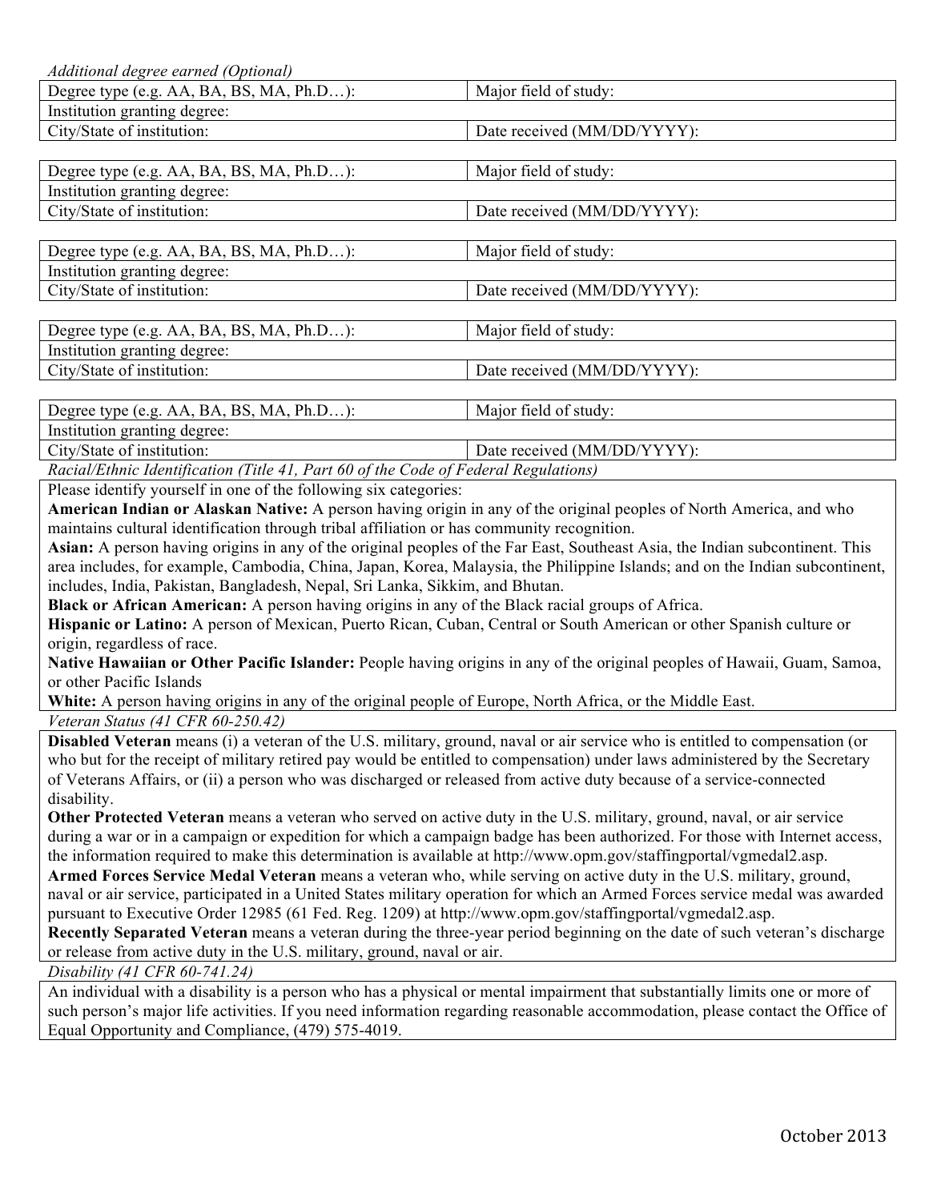*Additional degree earned (Optional)*

| | |
|---|---|
| Degree type (e.g. AA, BA, BS, MA, Ph.D…): | Major field of study: |
| Institution granting degree: | |
| City/State of institution: | Date received (MM/DD/YYYY): |

| | |
|---|---|
| Degree type (e.g. AA, BA, BS, MA, Ph.D…): | Major field of study: |
| Institution granting degree: | |
| City/State of institution: | Date received (MM/DD/YYYY): |

| | |
|---|---|
| Degree type (e.g. AA, BA, BS, MA, Ph.D…): | Major field of study: |
| Institution granting degree: | |
| City/State of institution: | Date received (MM/DD/YYYY): |

| | |
|---|---|
| Degree type (e.g. AA, BA, BS, MA, Ph.D…): | Major field of study: |
| Institution granting degree: | |
| City/State of institution: | Date received (MM/DD/YYYY): |

| | |
|---|---|
| Degree type (e.g. AA, BA, BS, MA, Ph.D…): | Major field of study: |
| Institution granting degree: | |
| City/State of institution: | Date received (MM/DD/YYYY): |

*Racial/Ethnic Identification (Title 41, Part 60 of the Code of Federal Regulations)*

Please identify yourself in one of the following six categories:

**American Indian or Alaskan Native:** A person having origin in any of the original peoples of North America, and who maintains cultural identification through tribal affiliation or has community recognition.

**Asian:** A person having origins in any of the original peoples of the Far East, Southeast Asia, the Indian subcontinent. This area includes, for example, Cambodia, China, Japan, Korea, Malaysia, the Philippine Islands; and on the Indian subcontinent, includes, India, Pakistan, Bangladesh, Nepal, Sri Lanka, Sikkim, and Bhutan.

**Black or African American:** A person having origins in any of the Black racial groups of Africa.

**Hispanic or Latino:** A person of Mexican, Puerto Rican, Cuban, Central or South American or other Spanish culture or origin, regardless of race.

**Native Hawaiian or Other Pacific Islander:** People having origins in any of the original peoples of Hawaii, Guam, Samoa, or other Pacific Islands

**White:** A person having origins in any of the original people of Europe, North Africa, or the Middle East.

*Veteran Status (41 CFR 60-250.42)*

**Disabled Veteran** means (i) a veteran of the U.S. military, ground, naval or air service who is entitled to compensation (or who but for the receipt of military retired pay would be entitled to compensation) under laws administered by the Secretary of Veterans Affairs, or (ii) a person who was discharged or released from active duty because of a service-connected disability.

**Other Protected Veteran** means a veteran who served on active duty in the U.S. military, ground, naval, or air service during a war or in a campaign or expedition for which a campaign badge has been authorized. For those with Internet access, the information required to make this determination is available at http://www.opm.gov/staffingportal/vgmedal2.asp.

**Armed Forces Service Medal Veteran** means a veteran who, while serving on active duty in the U.S. military, ground, naval or air service, participated in a United States military operation for which an Armed Forces service medal was awarded pursuant to Executive Order 12985 (61 Fed. Reg. 1209) at http://www.opm.gov/staffingportal/vgmedal2.asp.

**Recently Separated Veteran** means a veteran during the three-year period beginning on the date of such veteran's discharge or release from active duty in the U.S. military, ground, naval or air.

*Disability (41 CFR 60-741.24)*

An individual with a disability is a person who has a physical or mental impairment that substantially limits one or more of such person's major life activities. If you need information regarding reasonable accommodation, please contact the Office of Equal Opportunity and Compliance, (479) 575-4019.

October 2013